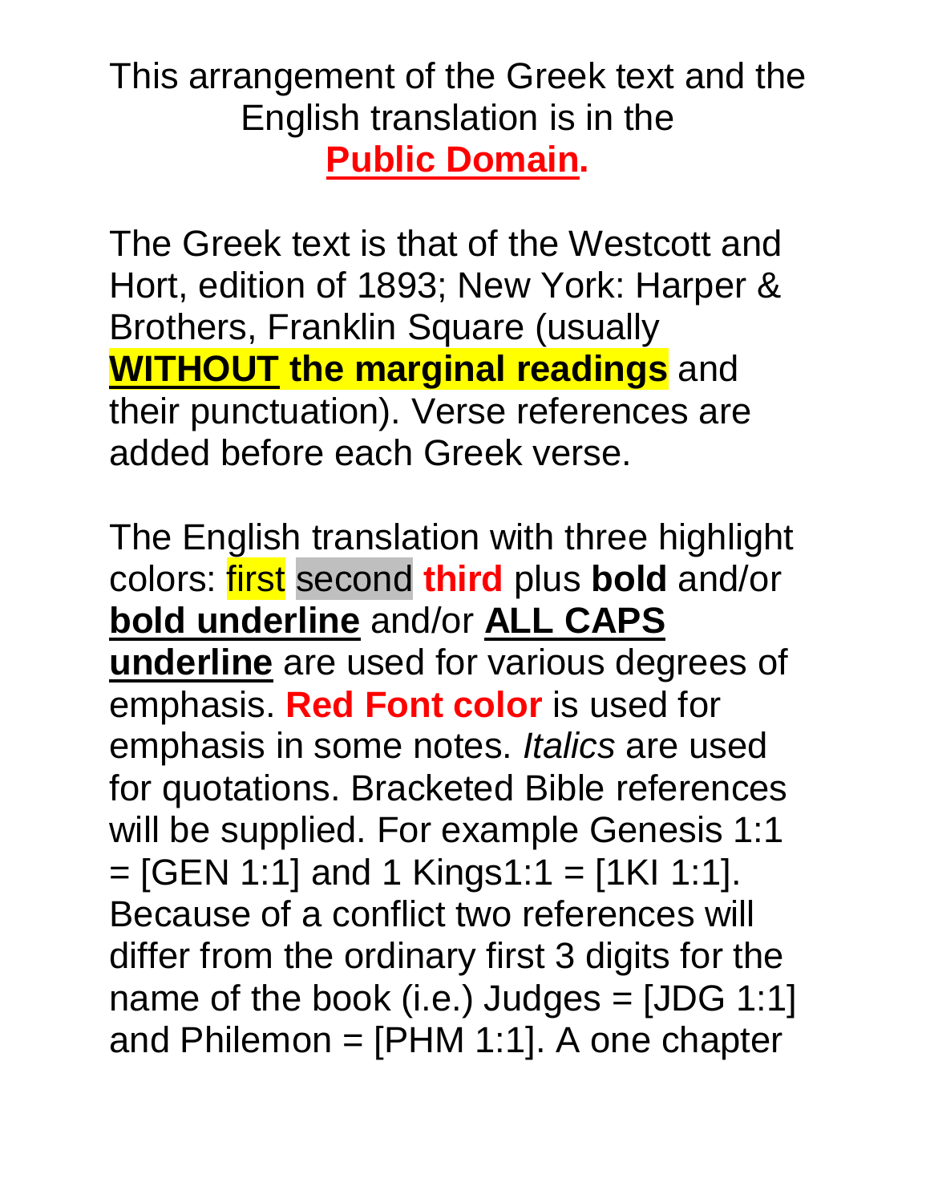This arrangement of the Greek text and the English translation is in the **Public Domain.**

The Greek text is that of the Westcott and Hort, edition of 1893; New York: Harper & Brothers, Franklin Square (usually **WITHOUT the marginal readings** and their punctuation). Verse references are added before each Greek verse.

The English translation with three highlight colors: first second **third** plus **bold** and/or **bold underline** and/or **ALL CAPS underline** are used for various degrees of emphasis. **Red Font color** is used for emphasis in some notes. *Italics* are used for quotations. Bracketed Bible references will be supplied. For example Genesis 1:1 = [GEN 1:1] and 1 Kings1:1 = [1KI 1:1]. Because of a conflict two references will differ from the ordinary first 3 digits for the name of the book (i.e.) Judges = [JDG 1:1] and Philemon = [PHM 1:1]. A one chapter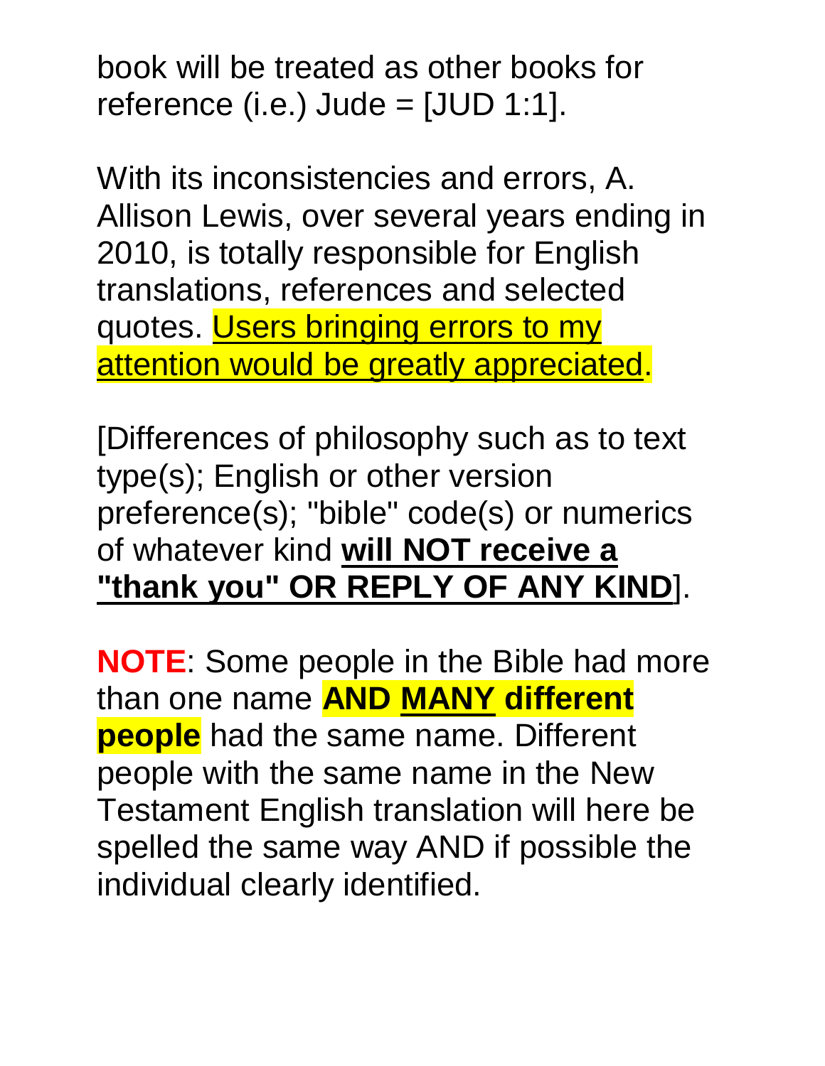book will be treated as other books for reference (i.e.) Jude = [JUD 1:1].

With its inconsistencies and errors, A. Allison Lewis, over several years ending in 2010, is totally responsible for English translations, references and selected quotes. <u>Users bringing errors to my attention would be greatly appreciated</u>.

[Differences of philosophy such as to text type(s); English or other version preference(s); "bible" code(s) or numerics of whatever kind **<u>will NOT receive a "thank you" OR REPLY OF ANY KIND</u>**].

**NOTE**: Some people in the Bible had more than one name **AND <u>MANY</u> different people** had the same name. Different people with the same name in the New Testament English translation will here be spelled the same way AND if possible the individual clearly identified.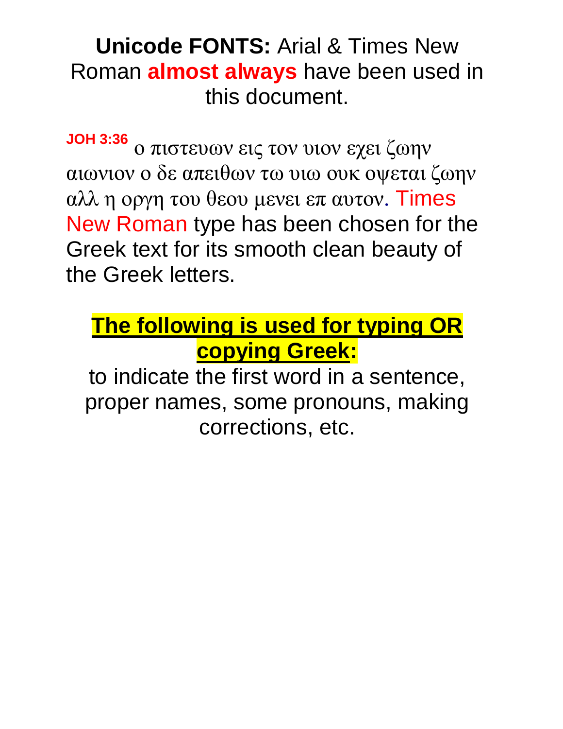**Unicode FONTS:** Arial & Times New Roman **almost always** have been used in this document.

**JOH 3:36** ο πιστευων εις τον υιον εχει ζωην αιωνιον ο δε απειθων τω υιω ουκ οψεται ζωην αλλ η οργη του θεου μενει επ αυτον. Times New Roman type has been chosen for the Greek text for its smooth clean beauty of the Greek letters.

**The following is used for typing OR copying Greek:**

to indicate the first word in a sentence, proper names, some pronouns, making corrections, etc.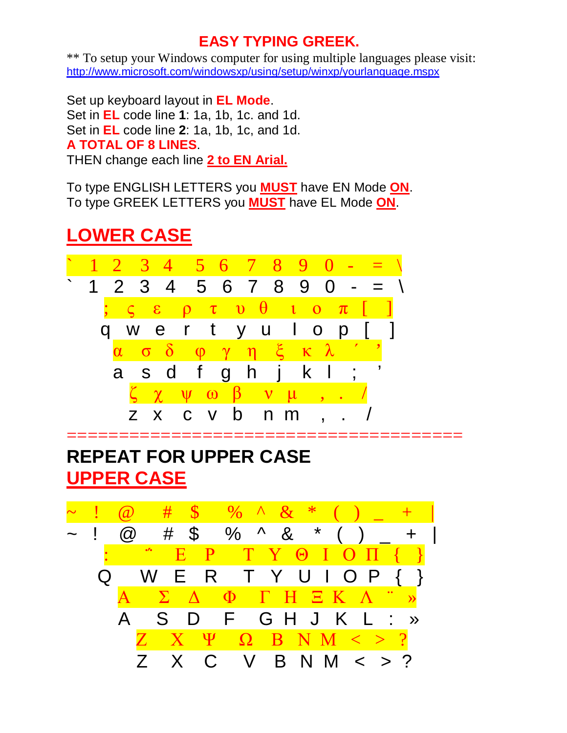# EASY TYPING GREEK.

** To setup your Windows computer for using multiple languages please visit: http://www.microsoft.com/windowsxp/using/setup/winxp/yourlanguage.mspx

Set up keyboard layout in **EL Mode**.
Set in **EL** code line **1**: 1a, 1b, 1c. and 1d.
Set in **EL** code line **2**: 1a, 1b, 1c, and 1d.
**A TOTAL OF 8 LINES**.
THEN change each line **2 to EN Arial.**

To type ENGLISH LETTERS you **MUST** have EN Mode **ON**.
To type GREEK LETTERS you **MUST** have EL Mode **ON**.

## LOWER CASE

` 1 2 3 4 5 6 7 8 9 0 - = \
` 1 2 3 4 5 6 7 8 9 0 - = \

; ς ε ρ τ υ θ ι ο π [ ]
q w e r t y u I o p [ ]

α σ δ φ γ η ξ κ λ ΄ ’
a s d f g h j k l ; ’

ζ χ ψ ω β ν μ , . /
z x c v b n m , . /

=====================================

## REPEAT FOR UPPER CASE

## UPPER CASE

~ ! @ # $ % ^ & * ( ) _ + |
~ ! @ # $ % ^ & * ( ) _ + |

: ΅ Ε Ρ Τ Υ Θ Ι Ο Π { }
Q W E R T Y U I O P { }

Α Σ Δ Φ Γ Η Ξ Κ Λ ¨ »
A S D F G H J K L : »

Ζ Χ Ψ Ω Β Ν Μ < > ?
Z X C V B N M < > ?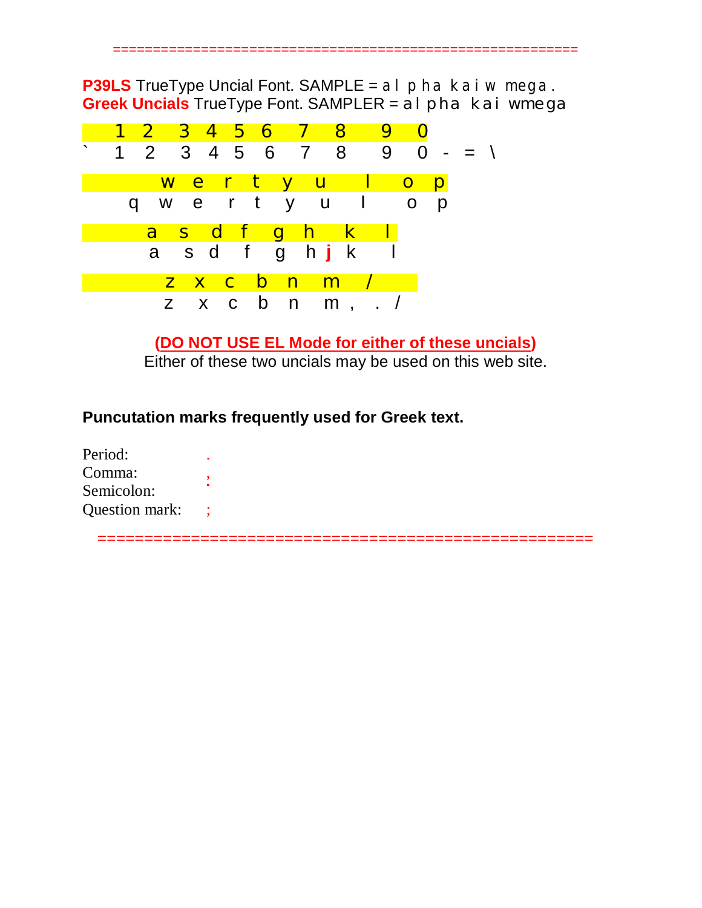========================================================

**P39LS** TrueType Uncial Font. SAMPLE = al pha kaiw mega.
**Greek Uncials** TrueType Font. SAMPLER = al pha kai wmega

```
    1  2   3  4  5  6   7   8    9   0
`   1  2   3  4  5  6   7   8    9   0  -  =  \

         w   e   r   t   y   u     I    o   p
      q  w   e   r   t   y   u     I    o   p

        a   s   d  f   g   h     k    l
        a   s  d   f   g   h  j  k    l

          z   x   c   b   n    m    /
          z   x   c   b   n    m ,  .  /
```

**(DO NOT USE EL Mode for either of these uncials)**

Either of these two uncials may be used on this web site.

**Puncutation marks frequently used for Greek text.**

Period: .
Comma: ,
Semicolon: ·
Question mark: ;

========================================================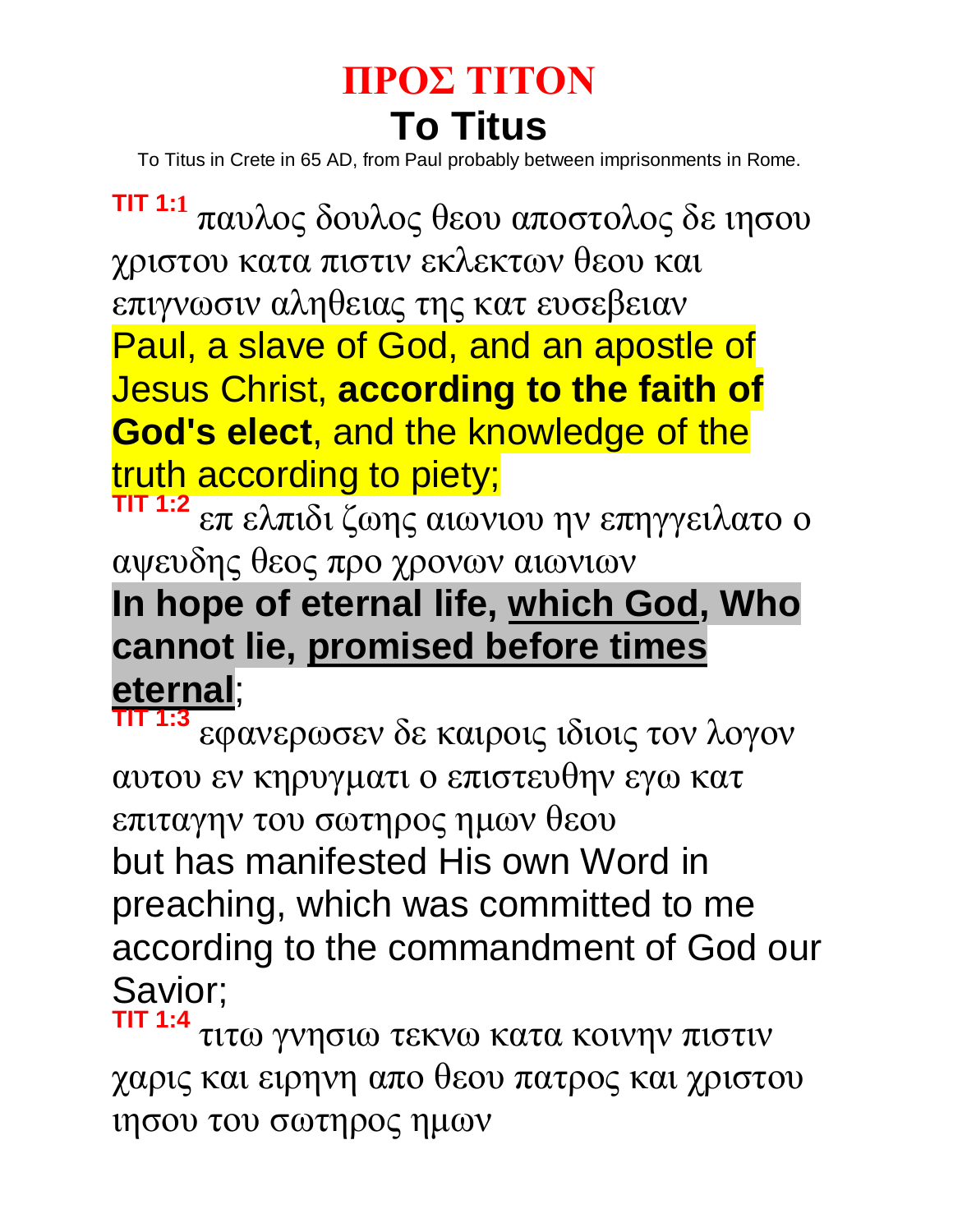# ΠΡΟΣ ΤΙΤΟΝ
# To Titus

To Titus in Crete in 65 AD, from Paul probably between imprisonments in Rome.

**TIT 1:1** παυλος δουλος θεου αποστολος δε ιησου χριστου κατα πιστιν εκλεκτων θεου και επιγνωσιν αληθειας της κατ ευσεβειαν

Paul, a slave of God, and an apostle of Jesus Christ, **according to the faith of God's elect**, and the knowledge of the truth according to piety;

**TIT 1:2** επ ελπιδι ζωης αιωνιου ην επηγγειλατο ο αψευδης θεος προ χρονων αιωνιων

**In hope of eternal life, which God, Who cannot lie, promised before times eternal**;

**TIT 1:3** εφανερωσεν δε καιροις ιδιοις τον λογον αυτου εν κηρυγματι ο επιστευθην εγω κατ επιταγην του σωτηρος ημων θεου

but has manifested His own Word in preaching, which was committed to me according to the commandment of God our Savior;

**TIT 1:4** τιτω γνησιω τεκνω κατα κοινην πιστιν χαρις και ειρηνη απο θεου πατρος και χριστου ιησου του σωτηρος ημων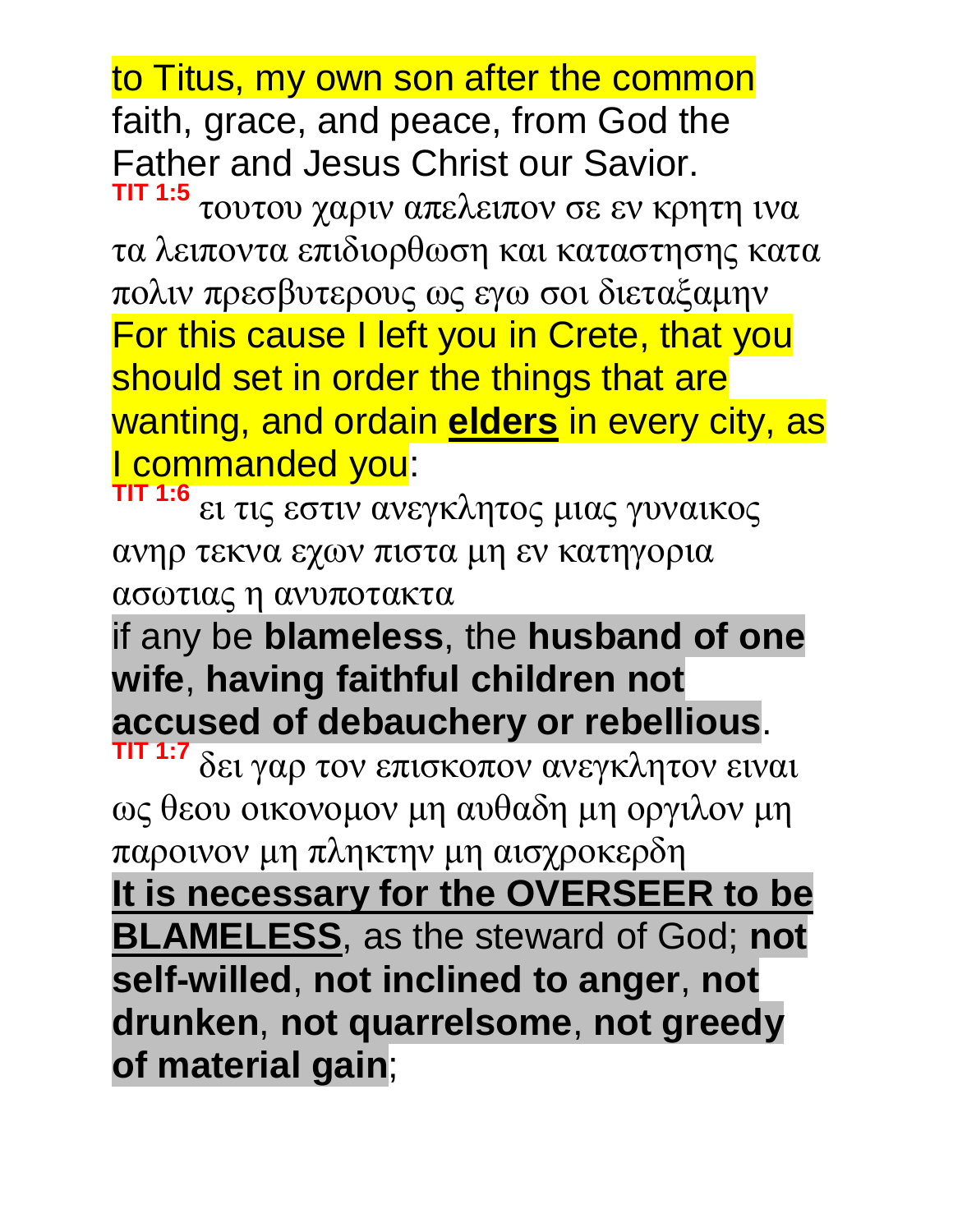to Titus, my own son after the common faith, grace, and peace, from God the Father and Jesus Christ our Savior.

**TIT 1:5** τουτου χαριν απελειπον σε εν κρητη ινα τα λειποντα επιδιορθωση και καταστησης κατα πολιν πρεσβυτερους ως εγω σοι διεταξαμην

For this cause I left you in Crete, that you should set in order the things that are wanting, and ordain **elders** in every city, as I commanded you:

**TIT 1:6** ει τις εστιν ανεγκλητος μιας γυναικος ανηρ τεκνα εχων πιστα μη εν κατηγορια ασωτιας η ανυποτακτα

if any be **blameless**, the **husband of one wife**, **having faithful children not accused of debauchery or rebellious**.

**TIT 1:7** δει γαρ τον επισκοπον ανεγκλητον ειναι ως θεου οικονομον μη αυθαδη μη οργιλον μη παροινον μη πληκτην μη αισχροκερδη

**It is necessary for the OVERSEER to be BLAMELESS**, as the steward of God; **not self-willed**, **not inclined to anger**, **not drunken**, **not quarrelsome**, **not greedy of material gain**;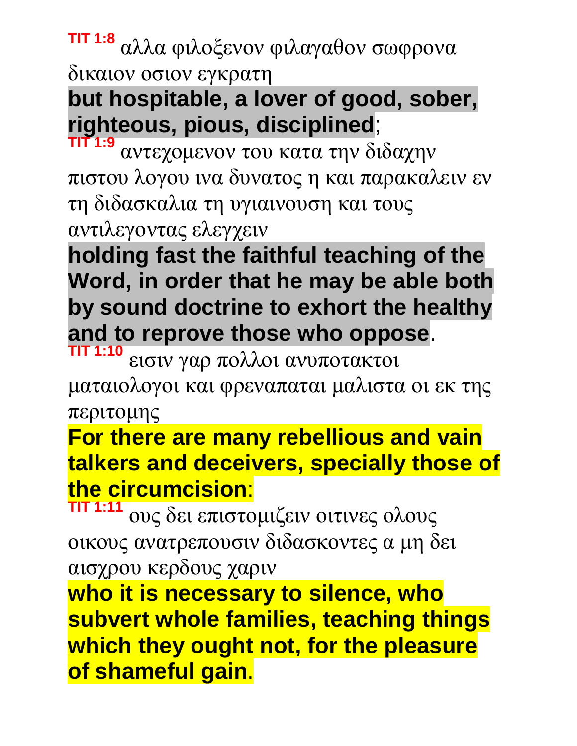**TIT 1:8** αλλα φιλοξενον φιλαγαθον σωφρονα δικαιον οσιον εγκρατη

**but hospitable, a lover of good, sober, righteous, pious, disciplined**;

**TIT 1:9** αντεχομενον του κατα την διδαχην πιστου λογου ινα δυνατος η και παρακαλειν εν τη διδασκαλια τη υγιαινουση και τους αντιλεγοντας ελεγχειν

**holding fast the faithful teaching of the Word, in order that he may be able both by sound doctrine to exhort the healthy and to reprove those who oppose**.

**TIT 1:10** εισιν γαρ πολλοι ανυποτακτοι ματαιολογοι και φρεναπαται μαλιστα οι εκ της περιτομης

**For there are many rebellious and vain talkers and deceivers, specially those of the circumcision**:

**TIT 1:11** ους δει επιστομιζειν οιτινες ολους οικους ανατρεπουσιν διδασκοντες α μη δει αισχρου κερδους χαριν

**who it is necessary to silence, who subvert whole families, teaching things which they ought not, for the pleasure of shameful gain**.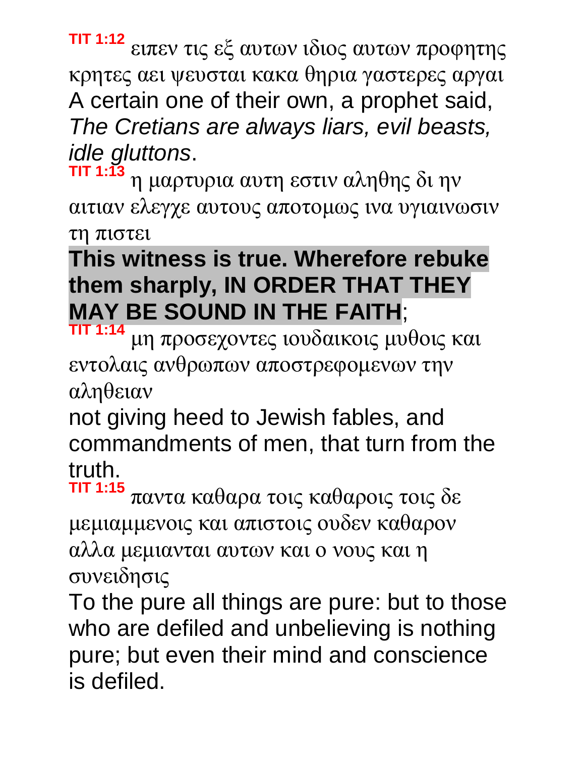**TIT 1:12** ειπεν τις εξ αυτων ιδιος αυτων προφητης κρητες αει ψευσται κακα θηρια γαστερες αργαι
A certain one of their own, a prophet said, *The Cretians are always liars, evil beasts, idle gluttons*.

**TIT 1:13** η μαρτυρια αυτη εστιν αληθης δι ην αιτιαν ελεγχε αυτους αποτομως ινα υγιαινωσιν τη πιστει
**This witness is true. Wherefore rebuke them sharply, IN ORDER THAT THEY MAY BE SOUND IN THE FAITH**;

**TIT 1:14** μη προσεχοντες ιουδαικοις μυθοις και εντολαις ανθρωπων αποστρεφομενων την αληθειαν
not giving heed to Jewish fables, and commandments of men, that turn from the truth.

**TIT 1:15** παντα καθαρα τοις καθαροις τοις δε μεμιαμμενοις και απιστοις ουδεν καθαρον αλλα μεμιανται αυτων και ο νους και η συνειδησις
To the pure all things are pure: but to those who are defiled and unbelieving is nothing pure; but even their mind and conscience is defiled.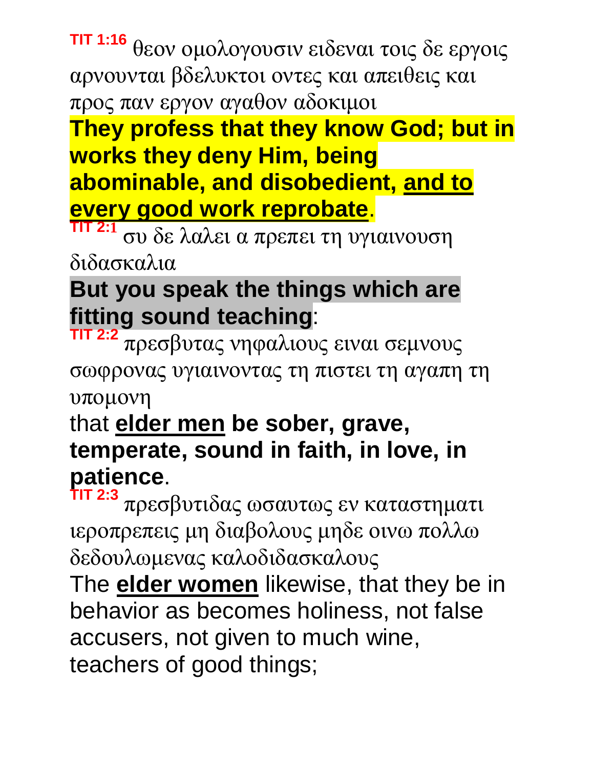**TIT 1:16** θεον ομολογουσιν ειδεναι τοις δε εργοις αρνουνται βδελυκτοι οντες και απειθεις και προς παν εργον αγαθον αδοκιμοι

**They profess that they know God; but in works they deny Him, being abominable, and disobedient, <u>and to every good work reprobate</u>**.

**TIT 2:1** συ δε λαλει α πρεπει τη υγιαινουση διδασκαλια

**But you speak the things which are fitting sound teaching**:

**TIT 2:2** πρεσβυτας νηφαλιους ειναι σεμνους σωφρονας υγιαινοντας τη πιστει τη αγαπη τη υπομονη

that **<u>elder men</u> be sober, grave, temperate, sound in faith, in love, in patience**.

**TIT 2:3** πρεσβυτιδας ωσαυτως εν καταστηματι ιεροπρεπεις μη διαβολους μηδε οινω πολλω δεδουλωμενας καλοδιδασκαλους

The **<u>elder women</u>** likewise, that they be in behavior as becomes holiness, not false accusers, not given to much wine, teachers of good things;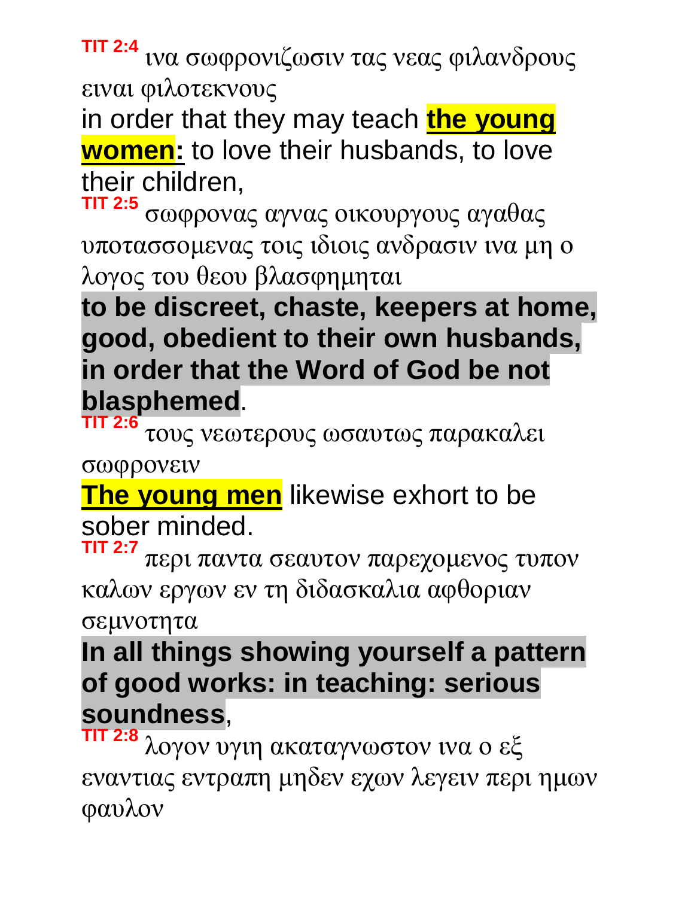**TIT 2:4** ινα σωφρονιζωσιν τας νεας φιλανδρους ειναι φιλοτεκνους

in order that they may teach **the young women:** to love their husbands, to love their children,

**TIT 2:5** σωφρονας αγνας οικουργους αγαθας υποτασσομενας τοις ιδιοις ανδρασιν ινα μη ο λογος του θεου βλασφημηται

**to be discreet, chaste, keepers at home, good, obedient to their own husbands, in order that the Word of God be not blasphemed**.

**TIT 2:6** τους νεωτερους ωσαυτως παρακαλει σωφρονειν

**The young men** likewise exhort to be sober minded.

**TIT 2:7** περι παντα σεαυτον παρεχομενος τυπον καλων εργων εν τη διδασκαλια αφθοριαν σεμνοτητα

**In all things showing yourself a pattern of good works: in teaching: serious soundness**,

**TIT 2:8** λογον υγιη ακαταγνωστον ινα ο εξ εναντιας εντραπη μηδεν εχων λεγειν περι ημων φαυλον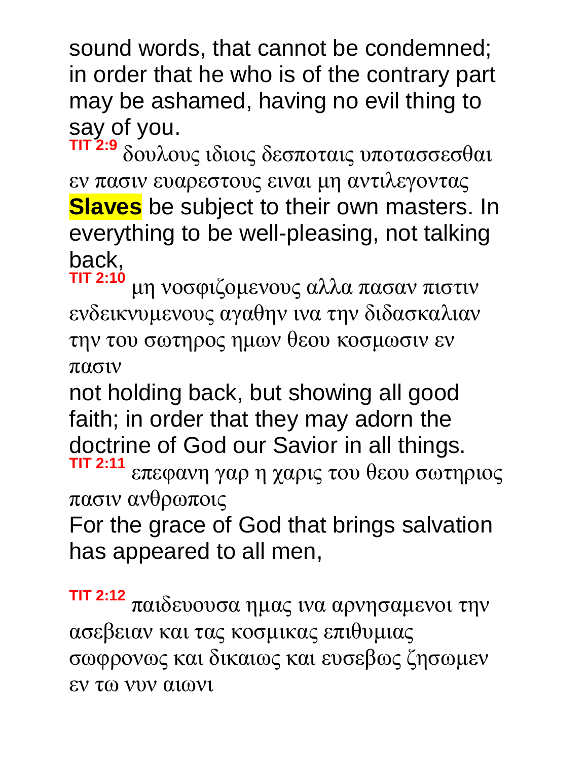sound words, that cannot be condemned; in order that he who is of the contrary part may be ashamed, having no evil thing to say of you.

**TIT 2:9** δουλους ιδιοις δεσποταις υποτασσεσθαι εν πασιν ευαρεστους ειναι μη αντιλεγοντας

**Slaves** be subject to their own masters. In everything to be well-pleasing, not talking back,

**TIT 2:10** μη νοσφιζομενους αλλα πασαν πιστιν ενδεικνυμενους αγαθην ινα την διδασκαλιαν την του σωτηρος ημων θεου κοσμωσιν εν πασιν

not holding back, but showing all good faith; in order that they may adorn the doctrine of God our Savior in all things.

**TIT 2:11** επεφανη γαρ η χαρις του θεου σωτηριος πασιν ανθρωποις

For the grace of God that brings salvation has appeared to all men,

**TIT 2:12** παιδευουσα ημας ινα αρνησαμενοι την ασεβειαν και τας κοσμικας επιθυμιας σωφρονως και δικαιως και ευσεβως ζησωμεν εν τω νυν αιωνι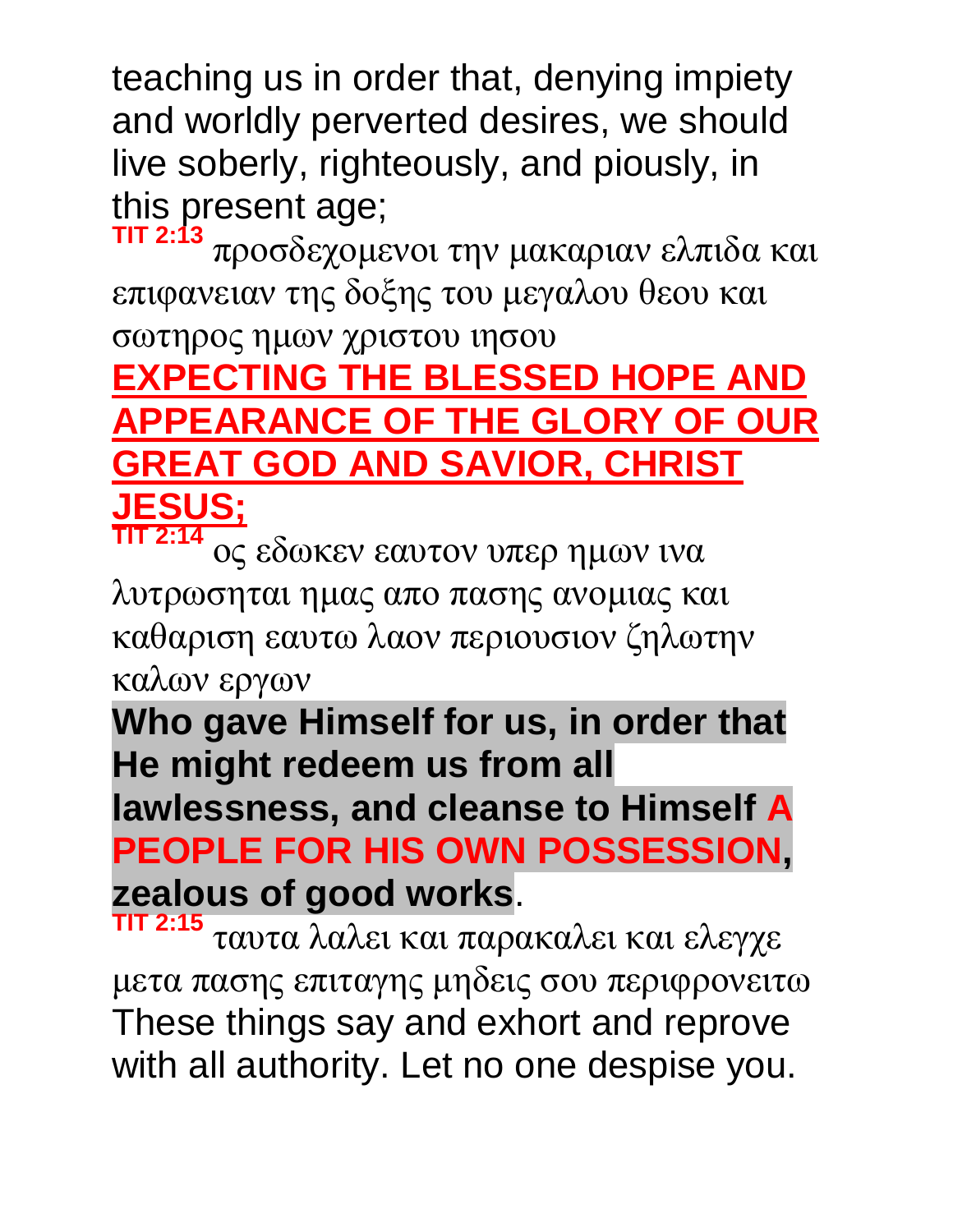teaching us in order that, denying impiety and worldly perverted desires, we should live soberly, righteously, and piously, in this present age;

**TIT 2:13** προσδεχομενοι την μακαριαν ελπιδα και επιφανειαν της δοξης του μεγαλου θεου και σωτηρος ημων χριστου ιησου

**EXPECTING THE BLESSED HOPE AND APPEARANCE OF THE GLORY OF OUR GREAT GOD AND SAVIOR, CHRIST JESUS;**

**TIT 2:14** ος εδωκεν εαυτον υπερ ημων ινα λυτρωσηται ημας απο πασης ανομιας και καθαριση εαυτω λαον περιουσιον ζηλωτην καλων εργων

**Who gave Himself for us, in order that He might redeem us from all lawlessness, and cleanse to Himself A PEOPLE FOR HIS OWN POSSESSION, zealous of good works**.

**TIT 2:15** ταυτα λαλει και παρακαλει και ελεγχε μετα πασης επιταγης μηδεις σου περιφρονειτω

These things say and exhort and reprove with all authority. Let no one despise you.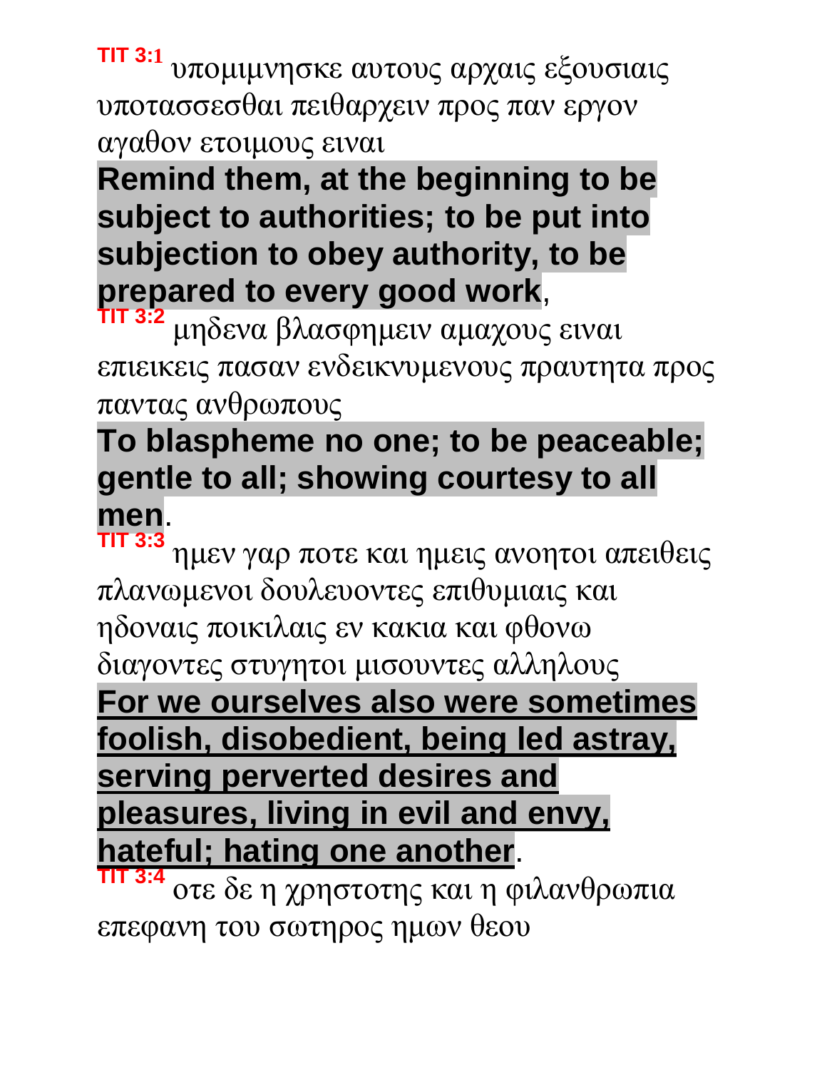**TIT 3:1** υπομιμνησκε αυτους αρχαις εξουσιαις υποτασσεσθαι πειθαρχειν προς παν εργον αγαθον ετοιμους ειναι

**Remind them, at the beginning to be subject to authorities; to be put into subjection to obey authority, to be prepared to every good work**,

**TIT 3:2** μηδενα βλασφημειν αμαχους ειναι επιεικεις πασαν ενδεικνυμενους πραυτητα προς παντας ανθρωπους

**To blaspheme no one; to be peaceable; gentle to all; showing courtesy to all men**.

**TIT 3:3** ημεν γαρ ποτε και ημεις ανοητοι απειθεις πλανωμενοι δουλευοντες επιθυμιαις και ηδοναις ποικιλαις εν κακια και φθονω διαγοντες στυγητοι μισουντες αλληλους

**For we ourselves also were sometimes foolish, disobedient, being led astray, serving perverted desires and pleasures, living in evil and envy, hateful; hating one another**.

**TIT 3:4** οτε δε η χρηστοτης και η φιλανθρωπια επεφανη του σωτηρος ημων θεου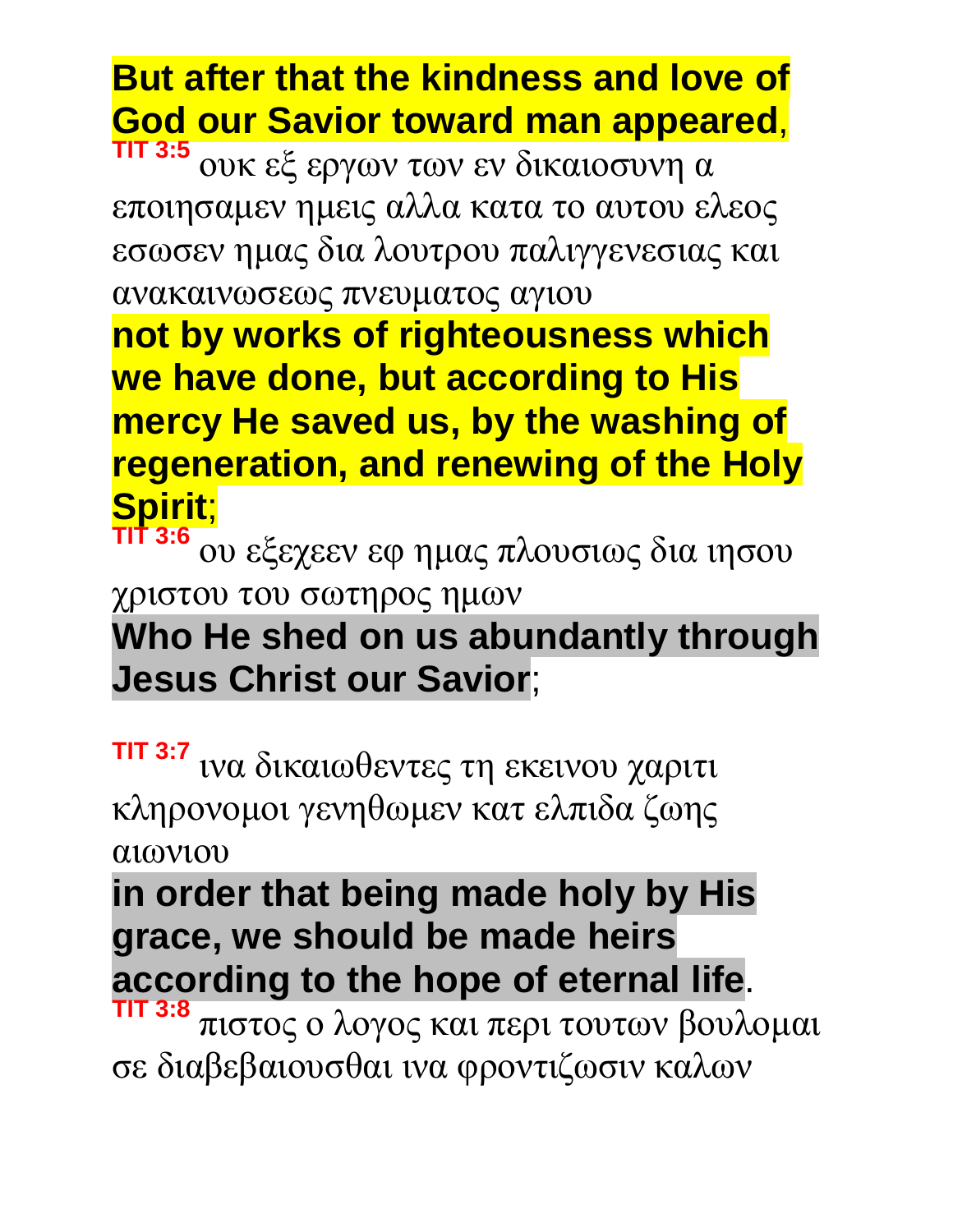**But after that the kindness and love of God our Savior toward man appeared**,

TIT 3:5 ουκ εξ εργων των εν δικαιοσυνη α εποιησαμεν ημεις αλλα κατα το αυτου ελεος εσωσεν ημας δια λουτρου παλιγγενεσιας και ανακαινωσεως πνευματος αγιου

**not by works of righteousness which we have done, but according to His mercy He saved us, by the washing of regeneration, and renewing of the Holy Spirit**;

TIT 3:6 ου εξεχεεν εφ ημας πλουσιως δια ιησου χριστου του σωτηρος ημων

**Who He shed on us abundantly through Jesus Christ our Savior**;

TIT 3:7 ινα δικαιωθεντες τη εκεινου χαριτι κληρονομοι γενηθωμεν κατ ελπιδα ζωης αιωνιου

**in order that being made holy by His grace, we should be made heirs according to the hope of eternal life**.

TIT 3:8 πιστος ο λογος και περι τουτων βουλομαι σε διαβεβαιουσθαι ινα φροντιζωσιν καλων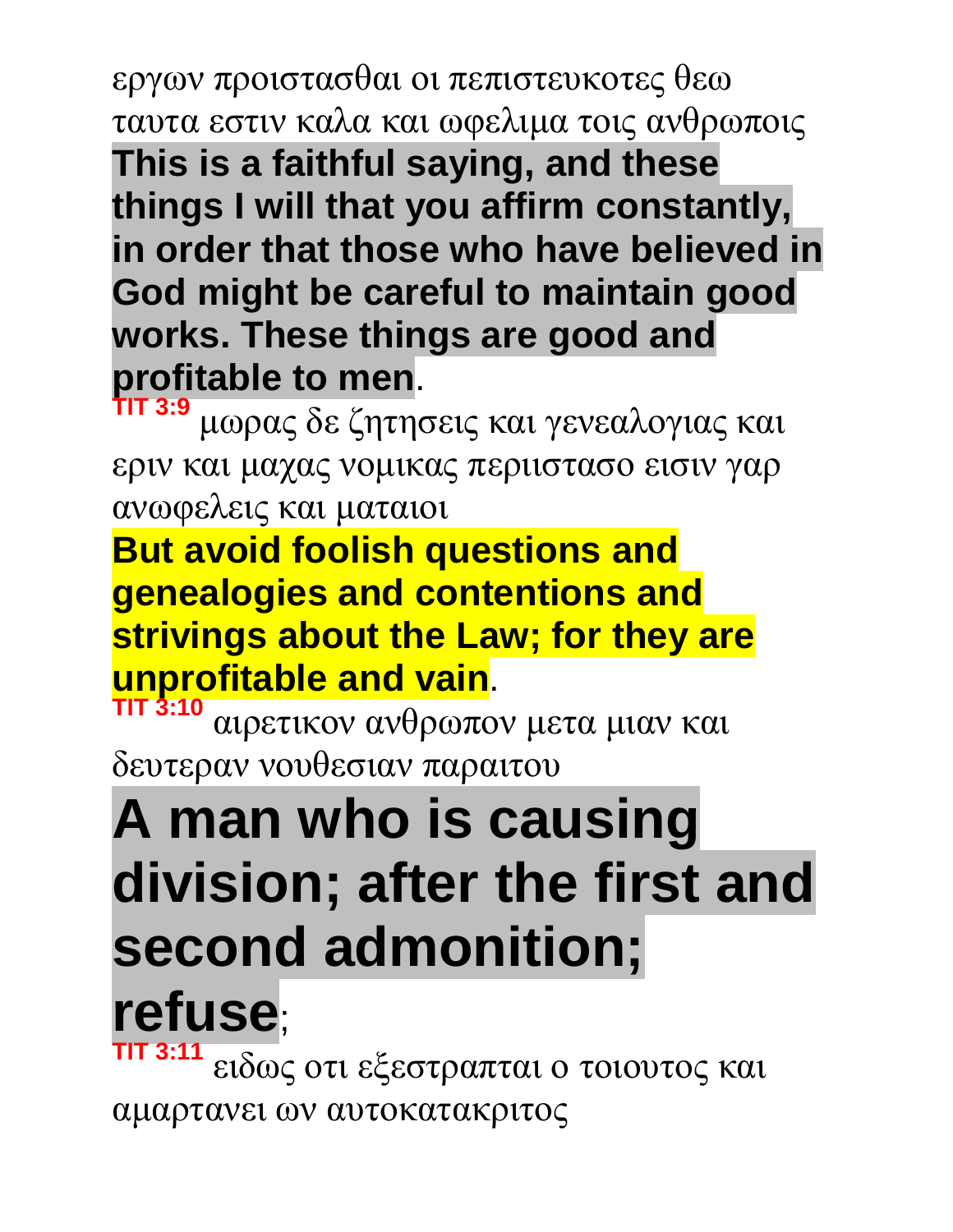εργων προιστασθαι οι πεπιστευκοτες θεω ταυτα εστιν καλα και ωφελιμα τοις ανθρωποις

**This is a faithful saying, and these things I will that you affirm constantly, in order that those who have believed in God might be careful to maintain good works. These things are good and profitable to men**.

**TIT 3:9** μωρας δε ζητησεις και γενεαλογιας και εριν και μαχας νομικας περιιστασο εισιν γαρ ανωφελεις και ματαιοι

**But avoid foolish questions and genealogies and contentions and strivings about the Law; for they are unprofitable and vain**.

**TIT 3:10** αιρετικον ανθρωπον μετα μιαν και δευτεραν νουθεσιαν παραιτου

**A man who is causing division; after the first and second admonition; refuse**;

**TIT 3:11** ειδως οτι εξεστραπται ο τοιουτος και αμαρτανει ων αυτοκατακριτος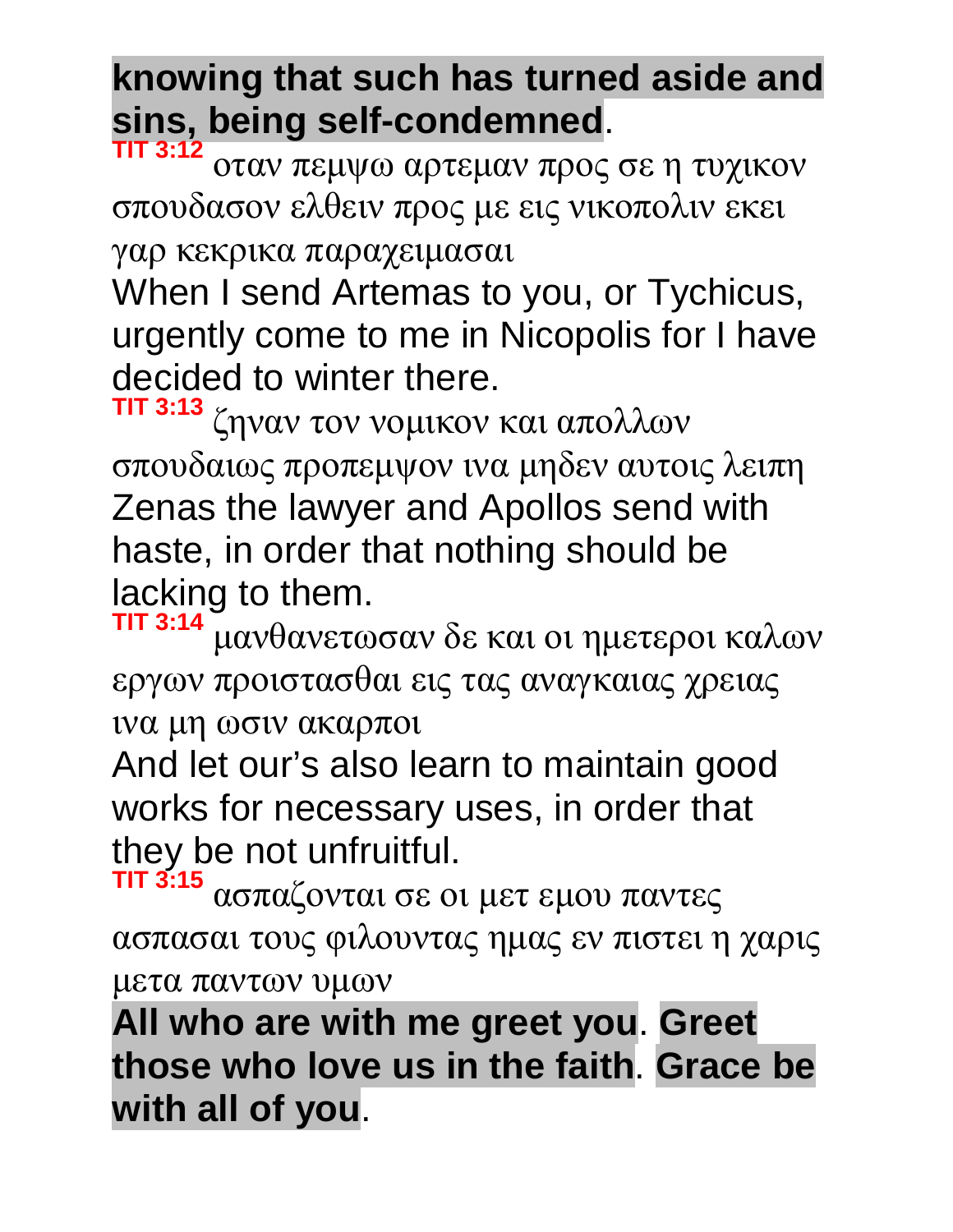**knowing that such has turned aside and sins, being self-condemned**.

**TIT 3:12** οταν πεμψω αρτεμαν προς σε η τυχικον σπουδασον ελθειν προς με εις νικοπολιν εκει γαρ κεκρικα παραχειμασαι

When I send Artemas to you, or Tychicus, urgently come to me in Nicopolis for I have decided to winter there.

**TIT 3:13** ζηναν τον νομικον και απολλων σπουδαιως προπεμψον ινα μηδεν αυτοις λειπη

Zenas the lawyer and Apollos send with haste, in order that nothing should be lacking to them.

**TIT 3:14** μανθανετωσαν δε και οι ημετεροι καλων εργων προιστασθαι εις τας αναγκαιας χρειας ινα μη ωσιν ακαρποι

And let our's also learn to maintain good works for necessary uses, in order that they be not unfruitful.

**TIT 3:15** ασπαζονται σε οι μετ εμου παντες ασπασαι τους φιλουντας ημας εν πιστει η χαρις μετα παντων υμων

**All who are with me greet you**. **Greet those who love us in the faith**. **Grace be with all of you**.